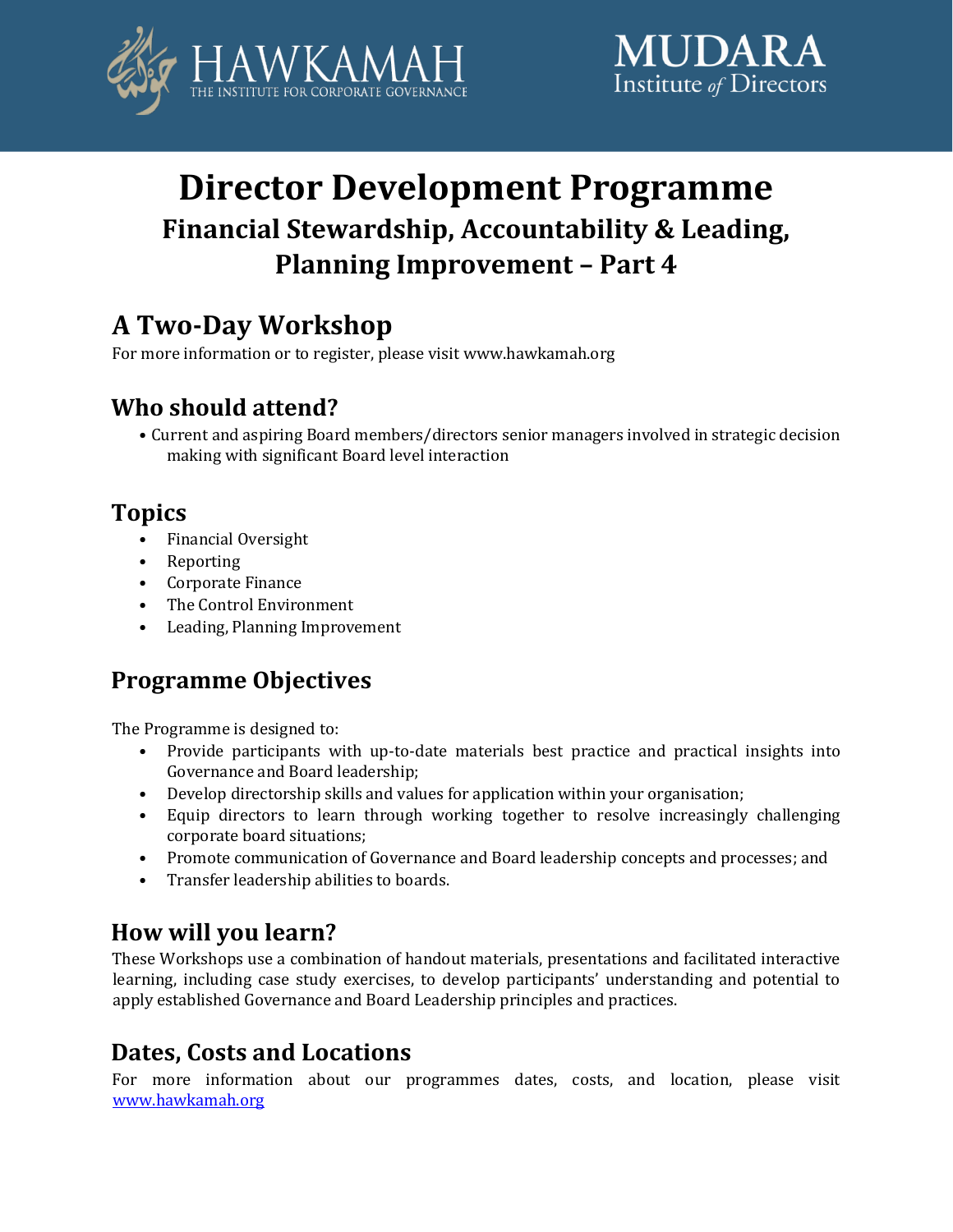HAWKAMAH
THE INSTITUTE FOR CORPORATE GOVERNANCE

MUDARA
Institute of Directors

# Director Development Programme

## Financial Stewardship, Accountability & Leading, Planning Improvement – Part 4

## A Two-Day Workshop

For more information or to register, please visit www.hawkamah.org

## Who should attend?

- Current and aspiring Board members/directors senior managers involved in strategic decision making with significant Board level interaction

## Topics

- Financial Oversight
- Reporting
- Corporate Finance
- The Control Environment
- Leading, Planning Improvement

## Programme Objectives

The Programme is designed to:

- Provide participants with up-to-date materials best practice and practical insights into Governance and Board leadership;
- Develop directorship skills and values for application within your organisation;
- Equip directors to learn through working together to resolve increasingly challenging corporate board situations;
- Promote communication of Governance and Board leadership concepts and processes; and
- Transfer leadership abilities to boards.

## How will you learn?

These Workshops use a combination of handout materials, presentations and facilitated interactive learning, including case study exercises, to develop participants' understanding and potential to apply established Governance and Board Leadership principles and practices.

## Dates, Costs and Locations

For more information about our programmes dates, costs, and location, please visit [www.hawkamah.org](http://www.hawkamah.org)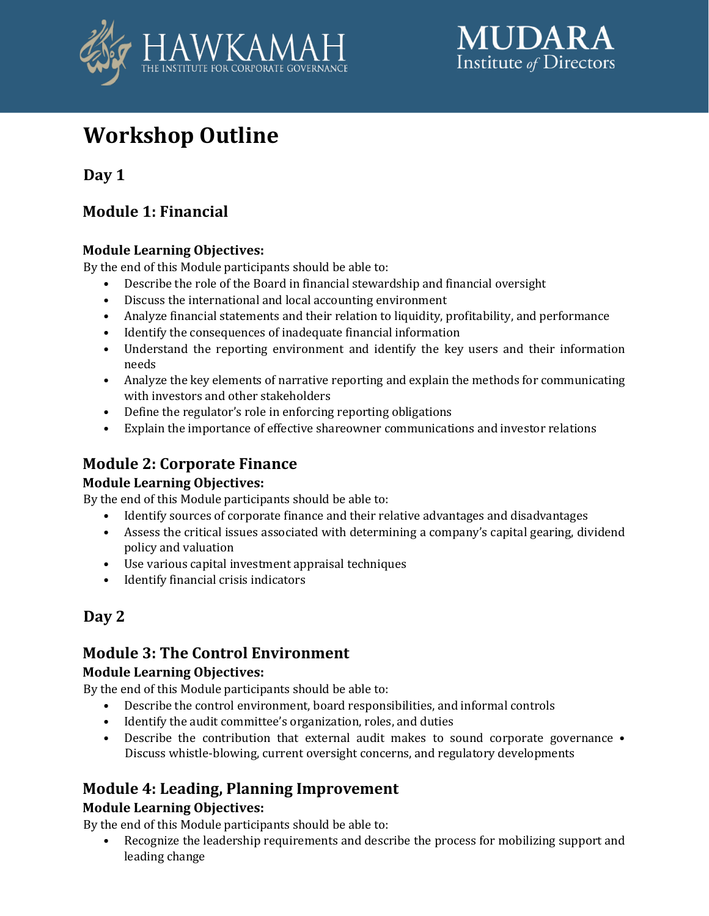# Workshop Outline

## Day 1

### Module 1: Financial

**Module Learning Objectives:**

By the end of this Module participants should be able to:

- Describe the role of the Board in financial stewardship and financial oversight
- Discuss the international and local accounting environment
- Analyze financial statements and their relation to liquidity, profitability, and performance
- Identify the consequences of inadequate financial information
- Understand the reporting environment and identify the key users and their information needs
- Analyze the key elements of narrative reporting and explain the methods for communicating with investors and other stakeholders
- Define the regulator's role in enforcing reporting obligations
- Explain the importance of effective shareowner communications and investor relations

### Module 2: Corporate Finance

**Module Learning Objectives:**

By the end of this Module participants should be able to:

- Identify sources of corporate finance and their relative advantages and disadvantages
- Assess the critical issues associated with determining a company's capital gearing, dividend policy and valuation
- Use various capital investment appraisal techniques
- Identify financial crisis indicators

## Day 2

### Module 3: The Control Environment

**Module Learning Objectives:**

By the end of this Module participants should be able to:

- Describe the control environment, board responsibilities, and informal controls
- Identify the audit committee's organization, roles, and duties
- Describe the contribution that external audit makes to sound corporate governance • Discuss whistle-blowing, current oversight concerns, and regulatory developments

### Module 4: Leading, Planning Improvement

**Module Learning Objectives:**

By the end of this Module participants should be able to:

- Recognize the leadership requirements and describe the process for mobilizing support and leading change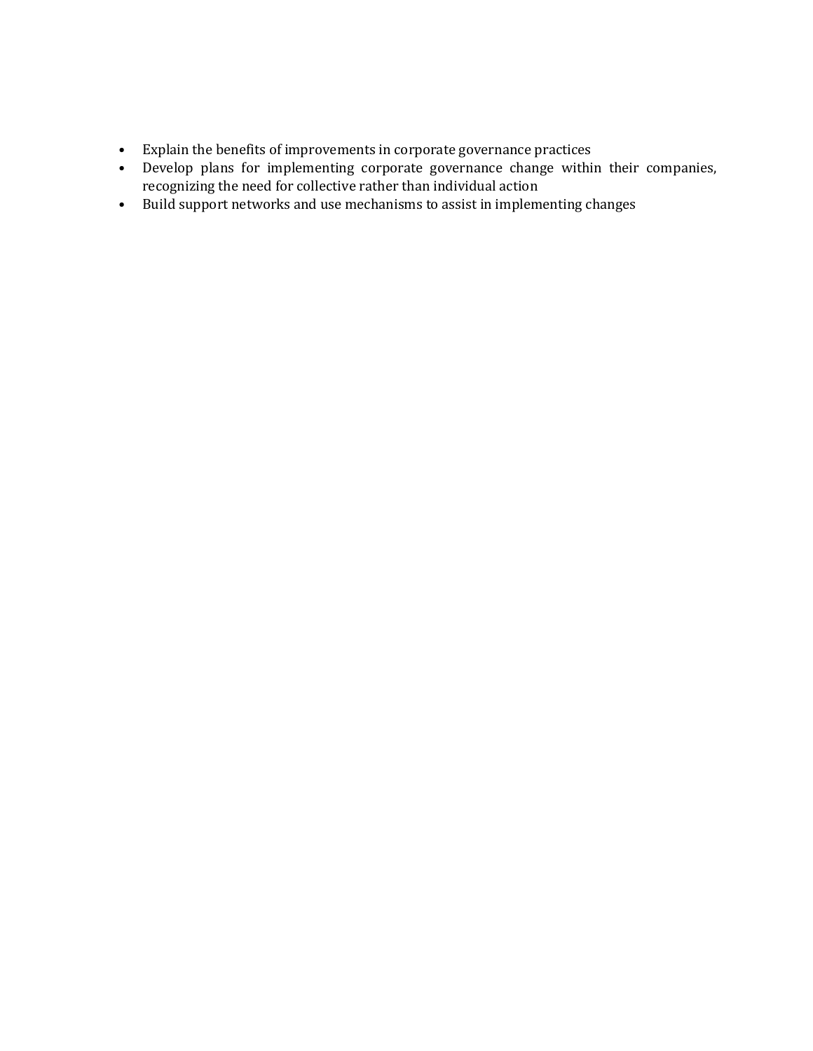- Explain the benefits of improvements in corporate governance practices
- Develop plans for implementing corporate governance change within their companies, recognizing the need for collective rather than individual action
- Build support networks and use mechanisms to assist in implementing changes